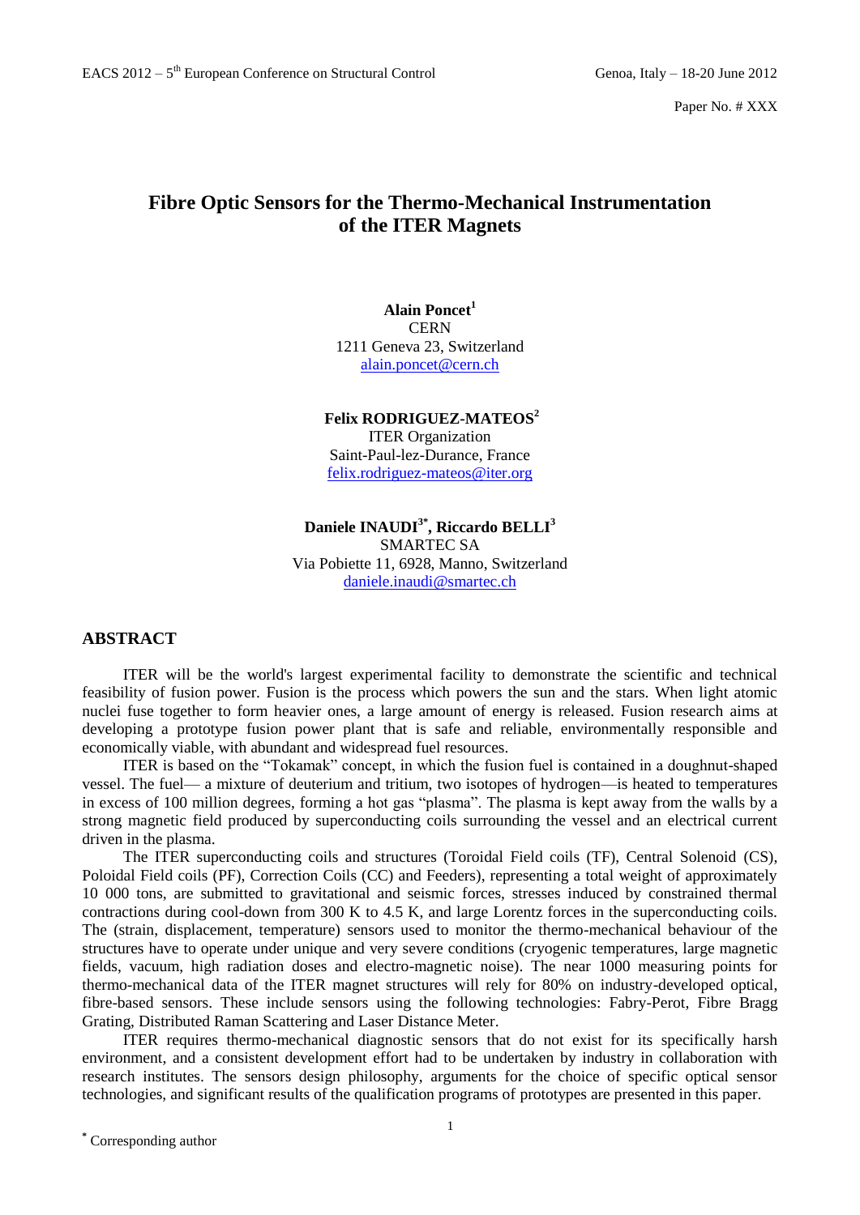# Fibre Optic Sensors for the Thermo-Mechanical Instrumentation of the ITER Magnets

**Alain Poncet**[1]
CERN
1211 Geneva 23, Switzerland
alain.poncet@cern.ch

**Felix RODRIGUEZ-MATEOS**[2]
ITER Organization
Saint-Paul-lez-Durance, France
felix.rodriguez-mateos@iter.org

**Daniele INAUDI**[3*], **Riccardo BELLI**[3]
SMARTEC SA
Via Pobiette 11, 6928, Manno, Switzerland
daniele.inaudi@smartec.ch

## ABSTRACT

ITER will be the world's largest experimental facility to demonstrate the scientific and technical feasibility of fusion power. Fusion is the process which powers the sun and the stars. When light atomic nuclei fuse together to form heavier ones, a large amount of energy is released. Fusion research aims at developing a prototype fusion power plant that is safe and reliable, environmentally responsible and economically viable, with abundant and widespread fuel resources.

ITER is based on the "Tokamak" concept, in which the fusion fuel is contained in a doughnut-shaped vessel. The fuel— a mixture of deuterium and tritium, two isotopes of hydrogen—is heated to temperatures in excess of 100 million degrees, forming a hot gas "plasma". The plasma is kept away from the walls by a strong magnetic field produced by superconducting coils surrounding the vessel and an electrical current driven in the plasma.

The ITER superconducting coils and structures (Toroidal Field coils (TF), Central Solenoid (CS), Poloidal Field coils (PF), Correction Coils (CC) and Feeders), representing a total weight of approximately 10 000 tons, are submitted to gravitational and seismic forces, stresses induced by constrained thermal contractions during cool-down from 300 K to 4.5 K, and large Lorentz forces in the superconducting coils. The (strain, displacement, temperature) sensors used to monitor the thermo-mechanical behaviour of the structures have to operate under unique and very severe conditions (cryogenic temperatures, large magnetic fields, vacuum, high radiation doses and electro-magnetic noise). The near 1000 measuring points for thermo-mechanical data of the ITER magnet structures will rely for 80% on industry-developed optical, fibre-based sensors. These include sensors using the following technologies: Fabry-Perot, Fibre Bragg Grating, Distributed Raman Scattering and Laser Distance Meter.

ITER requires thermo-mechanical diagnostic sensors that do not exist for its specifically harsh environment, and a consistent development effort had to be undertaken by industry in collaboration with research institutes. The sensors design philosophy, arguments for the choice of specific optical sensor technologies, and significant results of the qualification programs of prototypes are presented in this paper.

[*] Corresponding author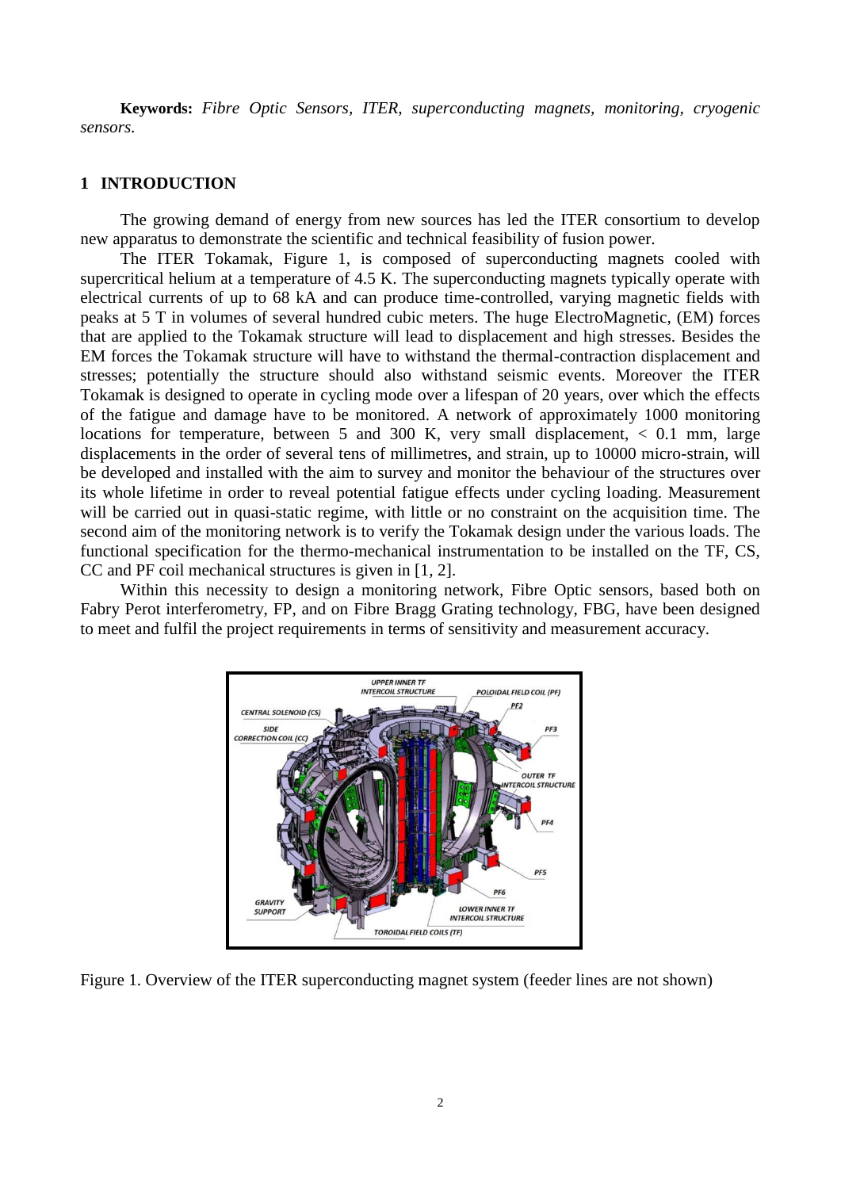**Keywords:** *Fibre Optic Sensors, ITER, superconducting magnets, monitoring, cryogenic sensors.*

## 1 INTRODUCTION

The growing demand of energy from new sources has led the ITER consortium to develop new apparatus to demonstrate the scientific and technical feasibility of fusion power.

The ITER Tokamak, Figure 1, is composed of superconducting magnets cooled with supercritical helium at a temperature of 4.5 K. The superconducting magnets typically operate with electrical currents of up to 68 kA and can produce time-controlled, varying magnetic fields with peaks at 5 T in volumes of several hundred cubic meters. The huge ElectroMagnetic, (EM) forces that are applied to the Tokamak structure will lead to displacement and high stresses. Besides the EM forces the Tokamak structure will have to withstand the thermal-contraction displacement and stresses; potentially the structure should also withstand seismic events. Moreover the ITER Tokamak is designed to operate in cycling mode over a lifespan of 20 years, over which the effects of the fatigue and damage have to be monitored. A network of approximately 1000 monitoring locations for temperature, between 5 and 300 K, very small displacement, < 0.1 mm, large displacements in the order of several tens of millimetres, and strain, up to 10000 micro-strain, will be developed and installed with the aim to survey and monitor the behaviour of the structures over its whole lifetime in order to reveal potential fatigue effects under cycling loading. Measurement will be carried out in quasi-static regime, with little or no constraint on the acquisition time. The second aim of the monitoring network is to verify the Tokamak design under the various loads. The functional specification for the thermo-mechanical instrumentation to be installed on the TF, CS, CC and PF coil mechanical structures is given in [1, 2].

Within this necessity to design a monitoring network, Fibre Optic sensors, based both on Fabry Perot interferometry, FP, and on Fibre Bragg Grating technology, FBG, have been designed to meet and fulfil the project requirements in terms of sensitivity and measurement accuracy.

UPPER INNER TF INTERCOIL STRUCTURE
POLOIDAL FIELD COIL (PF)
PF2
CENTRAL SOLENOID (CS)
SIDE CORRECTION COIL (CC)
PF3
OUTER TF INTERCOIL STRUCTURE
PF4
PF5
PF6
GRAVITY SUPPORT
LOWER INNER TF INTERCOIL STRUCTURE
TOROIDAL FIELD COILS (TF)

Figure 1. Overview of the ITER superconducting magnet system (feeder lines are not shown)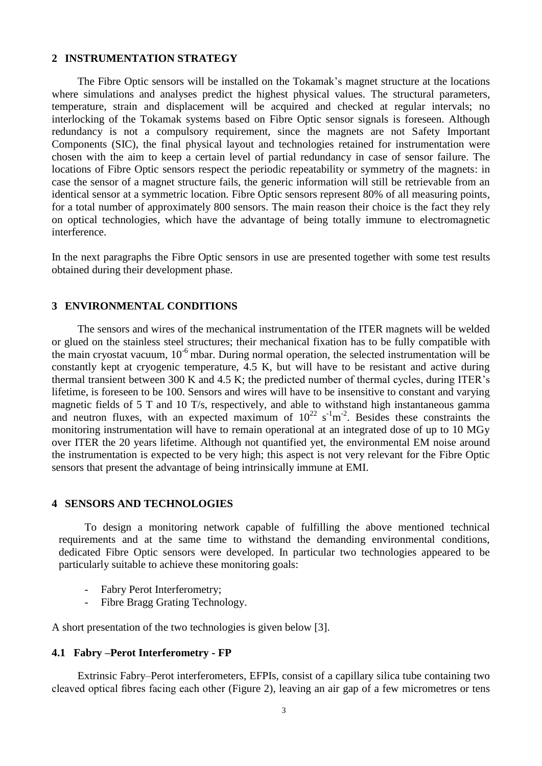## 2 INSTRUMENTATION STRATEGY

The Fibre Optic sensors will be installed on the Tokamak's magnet structure at the locations where simulations and analyses predict the highest physical values. The structural parameters, temperature, strain and displacement will be acquired and checked at regular intervals; no interlocking of the Tokamak systems based on Fibre Optic sensor signals is foreseen. Although redundancy is not a compulsory requirement, since the magnets are not Safety Important Components (SIC), the final physical layout and technologies retained for instrumentation were chosen with the aim to keep a certain level of partial redundancy in case of sensor failure. The locations of Fibre Optic sensors respect the periodic repeatability or symmetry of the magnets: in case the sensor of a magnet structure fails, the generic information will still be retrievable from an identical sensor at a symmetric location. Fibre Optic sensors represent 80% of all measuring points, for a total number of approximately 800 sensors. The main reason their choice is the fact they rely on optical technologies, which have the advantage of being totally immune to electromagnetic interference.

In the next paragraphs the Fibre Optic sensors in use are presented together with some test results obtained during their development phase.

## 3 ENVIRONMENTAL CONDITIONS

The sensors and wires of the mechanical instrumentation of the ITER magnets will be welded or glued on the stainless steel structures; their mechanical fixation has to be fully compatible with the main cryostat vacuum, $10^{-6}$ mbar. During normal operation, the selected instrumentation will be constantly kept at cryogenic temperature, 4.5 K, but will have to be resistant and active during thermal transient between 300 K and 4.5 K; the predicted number of thermal cycles, during ITER's lifetime, is foreseen to be 100. Sensors and wires will have to be insensitive to constant and varying magnetic fields of 5 T and 10 T/s, respectively, and able to withstand high instantaneous gamma and neutron fluxes, with an expected maximum of $10^{22}$ $s^{-1}m^{-2}$. Besides these constraints the monitoring instrumentation will have to remain operational at an integrated dose of up to 10 MGy over ITER the 20 years lifetime. Although not quantified yet, the environmental EM noise around the instrumentation is expected to be very high; this aspect is not very relevant for the Fibre Optic sensors that present the advantage of being intrinsically immune at EMI.

## 4 SENSORS AND TECHNOLOGIES

To design a monitoring network capable of fulfilling the above mentioned technical requirements and at the same time to withstand the demanding environmental conditions, dedicated Fibre Optic sensors were developed. In particular two technologies appeared to be particularly suitable to achieve these monitoring goals:

- Fabry Perot Interferometry;
- Fibre Bragg Grating Technology.

A short presentation of the two technologies is given below [3].

### 4.1 Fabry –Perot Interferometry - FP

Extrinsic Fabry–Perot interferometers, EFPIs, consist of a capillary silica tube containing two cleaved optical fibres facing each other (Figure 2), leaving an air gap of a few micrometres or tens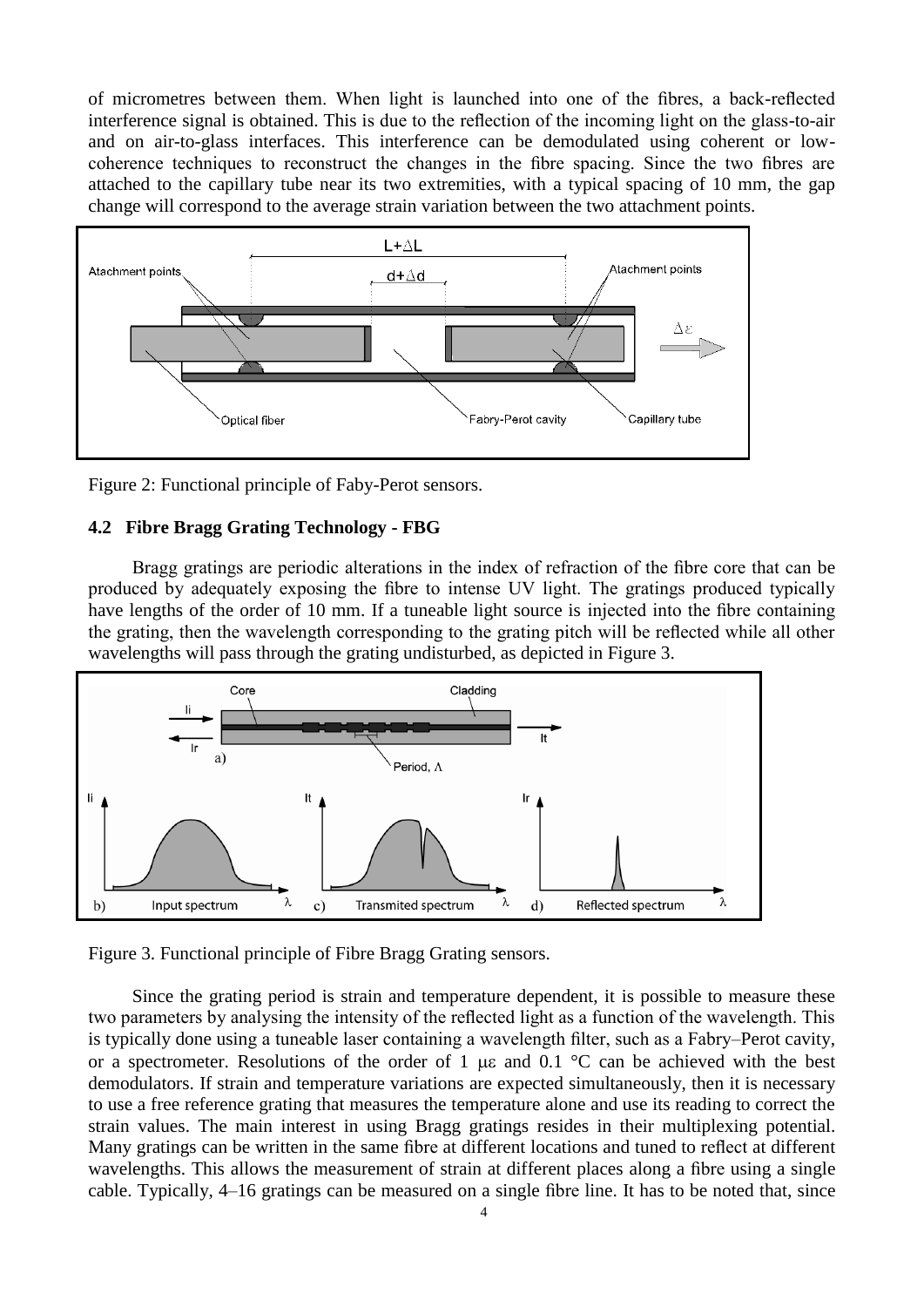of micrometres between them. When light is launched into one of the fibres, a back-reflected interference signal is obtained. This is due to the reflection of the incoming light on the glass-to-air and on air-to-glass interfaces. This interference can be demodulated using coherent or low-coherence techniques to reconstruct the changes in the fibre spacing. Since the two fibres are attached to the capillary tube near its two extremities, with a typical spacing of 10 mm, the gap change will correspond to the average strain variation between the two attachment points.

L+ΔL

d+Δd

Atachment points

Atachment points

Δε

Optical fiber

Fabry-Perot cavity

Capillary tube

Figure 2: Functional principle of Faby-Perot sensors.

### 4.2 Fibre Bragg Grating Technology - FBG

Bragg gratings are periodic alterations in the index of refraction of the fibre core that can be produced by adequately exposing the fibre to intense UV light. The gratings produced typically have lengths of the order of 10 mm. If a tuneable light source is injected into the fibre containing the grating, then the wavelength corresponding to the grating pitch will be reflected while all other wavelengths will pass through the grating undisturbed, as depicted in Figure 3.

Core

Cladding

Ii

Ir

It

a)

Period, Λ

b) Input spectrum λ

c) Transmited spectrum λ

d) Reflected spectrum λ

Figure 3. Functional principle of Fibre Bragg Grating sensors.

Since the grating period is strain and temperature dependent, it is possible to measure these two parameters by analysing the intensity of the reflected light as a function of the wavelength. This is typically done using a tuneable laser containing a wavelength filter, such as a Fabry–Perot cavity, or a spectrometer. Resolutions of the order of 1 με and 0.1 °C can be achieved with the best demodulators. If strain and temperature variations are expected simultaneously, then it is necessary to use a free reference grating that measures the temperature alone and use its reading to correct the strain values. The main interest in using Bragg gratings resides in their multiplexing potential. Many gratings can be written in the same fibre at different locations and tuned to reflect at different wavelengths. This allows the measurement of strain at different places along a fibre using a single cable. Typically, 4–16 gratings can be measured on a single fibre line. It has to be noted that, since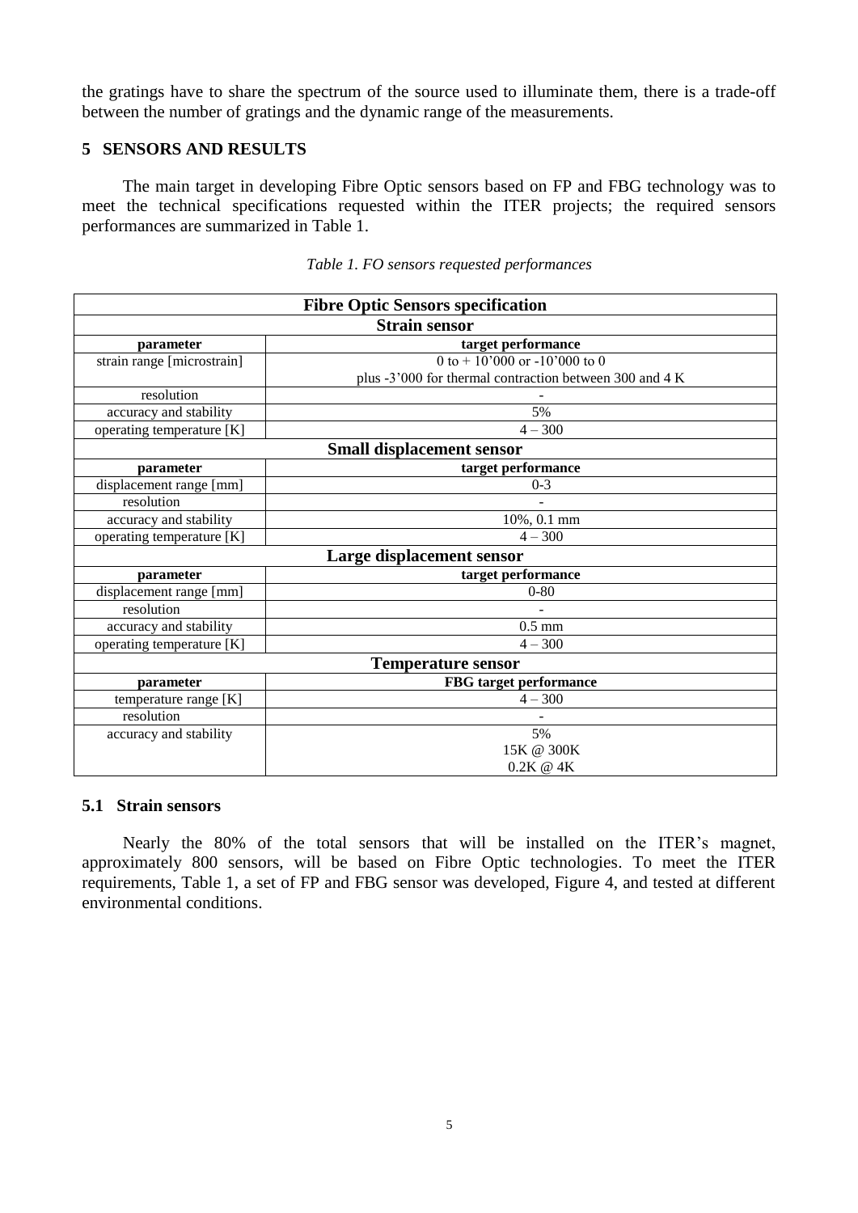the gratings have to share the spectrum of the source used to illuminate them, there is a trade-off between the number of gratings and the dynamic range of the measurements.

## 5 SENSORS AND RESULTS

The main target in developing Fibre Optic sensors based on FP and FBG technology was to meet the technical specifications requested within the ITER projects; the required sensors performances are summarized in Table 1.

*Table 1. FO sensors requested performances*

| **Fibre Optic Sensors specification** | |
|---|---|
| **Strain sensor** | |
| **parameter** | **target performance** |
| strain range [microstrain] | 0 to + 10'000 or -10'000 to 0<br>plus -3'000 for thermal contraction between 300 and 4 K |
| resolution | - |
| accuracy and stability | 5% |
| operating temperature [K] | 4 – 300 |
| **Small displacement sensor** | |
| **parameter** | **target performance** |
| displacement range [mm] | 0-3 |
| resolution | - |
| accuracy and stability | 10%, 0.1 mm |
| operating temperature [K] | 4 – 300 |
| **Large displacement sensor** | |
| **parameter** | **target performance** |
| displacement range [mm] | 0-80 |
| resolution | - |
| accuracy and stability | 0.5 mm |
| operating temperature [K] | 4 – 300 |
| **Temperature sensor** | |
| **parameter** | **FBG target performance** |
| temperature range [K] | 4 – 300 |
| resolution | - |
| accuracy and stability | 5%<br>15K @ 300K<br>0.2K @ 4K |

### 5.1 Strain sensors

Nearly the 80% of the total sensors that will be installed on the ITER's magnet, approximately 800 sensors, will be based on Fibre Optic technologies. To meet the ITER requirements, Table 1, a set of FP and FBG sensor was developed, Figure 4, and tested at different environmental conditions.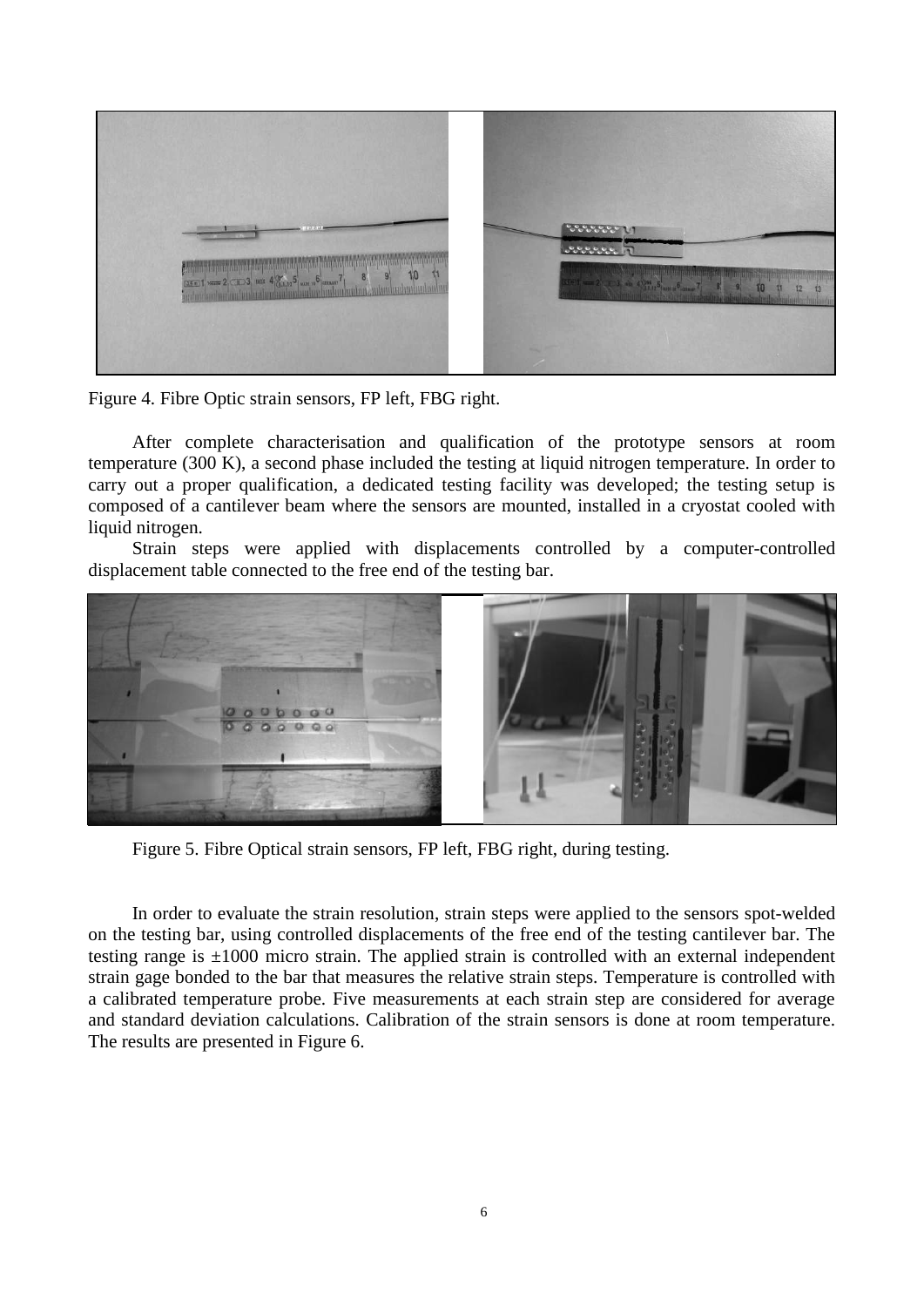Figure 4. Fibre Optic strain sensors, FP left, FBG right.

After complete characterisation and qualification of the prototype sensors at room temperature (300 K), a second phase included the testing at liquid nitrogen temperature. In order to carry out a proper qualification, a dedicated testing facility was developed; the testing setup is composed of a cantilever beam where the sensors are mounted, installed in a cryostat cooled with liquid nitrogen.

Strain steps were applied with displacements controlled by a computer-controlled displacement table connected to the free end of the testing bar.

Figure 5. Fibre Optical strain sensors, FP left, FBG right, during testing.

In order to evaluate the strain resolution, strain steps were applied to the sensors spot-welded on the testing bar, using controlled displacements of the free end of the testing cantilever bar. The testing range is ±1000 micro strain. The applied strain is controlled with an external independent strain gage bonded to the bar that measures the relative strain steps. Temperature is controlled with a calibrated temperature probe. Five measurements at each strain step are considered for average and standard deviation calculations. Calibration of the strain sensors is done at room temperature. The results are presented in Figure 6.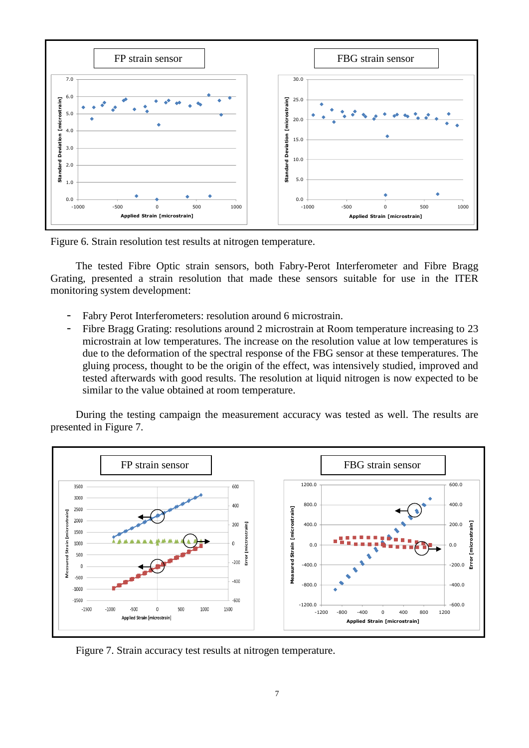FP strain sensor

7.0
6.0
5.0
4.0
3.0
2.0
1.0
0.0
Standard Deviation [microstrain]
-1000 -500 0 500 1000
Applied Strain [microstrain]

FBG strain sensor

30.0
25.0
20.0
15.0
10.0
5.0
0.0
Standard Deviation [microstrain]
-1000 -500 0 500 1000
Applied Strain [microstrain]

Figure 6. Strain resolution test results at nitrogen temperature.

The tested Fibre Optic strain sensors, both Fabry-Perot Interferometer and Fibre Bragg Grating, presented a strain resolution that made these sensors suitable for use in the ITER monitoring system development:

- Fabry Perot Interferometers: resolution around 6 microstrain.
- Fibre Bragg Grating: resolutions around 2 microstrain at Room temperature increasing to 23 microstrain at low temperatures. The increase on the resolution value at low temperatures is due to the deformation of the spectral response of the FBG sensor at these temperatures. The gluing process, thought to be the origin of the effect, was intensively studied, improved and tested afterwards with good results. The resolution at liquid nitrogen is now expected to be similar to the value obtained at room temperature.

During the testing campaign the measurement accuracy was tested as well. The results are presented in Figure 7.

FP strain sensor

3500
3000
2500
2000
1500
1000
500
0
-500
-1000
-1500
Measured Strain [microstrain]
600
400
200
0
-200
-400
-600
Error [microstrain]
-1500 -1000 -500 0 500 1000 1500
Applied Strain [microstrain]

FBG strain sensor

1200.0
800.0
400.0
0.0
-400.0
-800.0
-1200.0
Measured Strain [microstrain]
600.0
400.0
200.0
0.0
-200.0
-400.0
-600.0
Error [microstrain]
-1200 -800 -400 0 400 800 1200
Applied Strain [microstrain]

Figure 7. Strain accuracy test results at nitrogen temperature.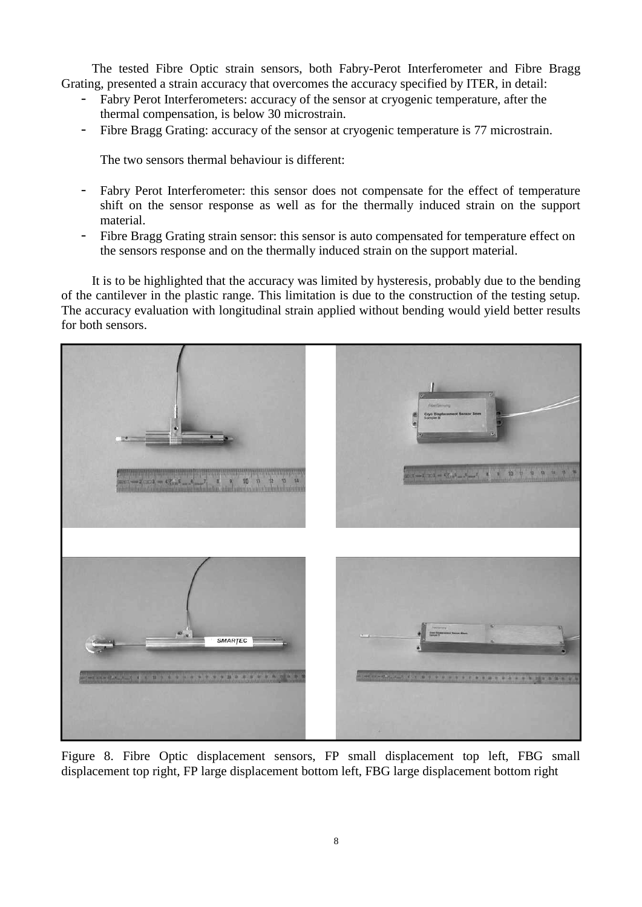The tested Fibre Optic strain sensors, both Fabry-Perot Interferometer and Fibre Bragg Grating, presented a strain accuracy that overcomes the accuracy specified by ITER, in detail:

- Fabry Perot Interferometers: accuracy of the sensor at cryogenic temperature, after the thermal compensation, is below 30 microstrain.
- Fibre Bragg Grating: accuracy of the sensor at cryogenic temperature is 77 microstrain.

The two sensors thermal behaviour is different:

- Fabry Perot Interferometer: this sensor does not compensate for the effect of temperature shift on the sensor response as well as for the thermally induced strain on the support material.
- Fibre Bragg Grating strain sensor: this sensor is auto compensated for temperature effect on the sensors response and on the thermally induced strain on the support material.

It is to be highlighted that the accuracy was limited by hysteresis, probably due to the bending of the cantilever in the plastic range. This limitation is due to the construction of the testing setup. The accuracy evaluation with longitudinal strain applied without bending would yield better results for both sensors.

Figure 8. Fibre Optic displacement sensors, FP small displacement top left, FBG small displacement top right, FP large displacement bottom left, FBG large displacement bottom right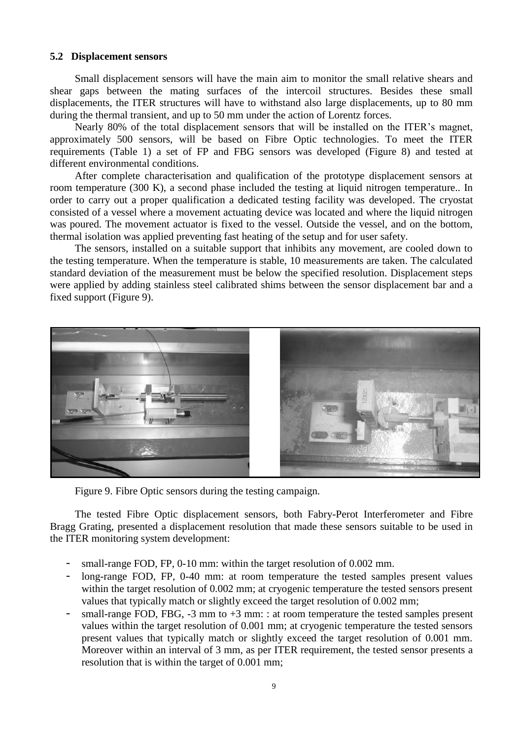### 5.2 Displacement sensors

Small displacement sensors will have the main aim to monitor the small relative shears and shear gaps between the mating surfaces of the intercoil structures. Besides these small displacements, the ITER structures will have to withstand also large displacements, up to 80 mm during the thermal transient, and up to 50 mm under the action of Lorentz forces.

Nearly 80% of the total displacement sensors that will be installed on the ITER's magnet, approximately 500 sensors, will be based on Fibre Optic technologies. To meet the ITER requirements (Table 1) a set of FP and FBG sensors was developed (Figure 8) and tested at different environmental conditions.

After complete characterisation and qualification of the prototype displacement sensors at room temperature (300 K), a second phase included the testing at liquid nitrogen temperature.. In order to carry out a proper qualification a dedicated testing facility was developed. The cryostat consisted of a vessel where a movement actuating device was located and where the liquid nitrogen was poured. The movement actuator is fixed to the vessel. Outside the vessel, and on the bottom, thermal isolation was applied preventing fast heating of the setup and for user safety.

The sensors, installed on a suitable support that inhibits any movement, are cooled down to the testing temperature. When the temperature is stable, 10 measurements are taken. The calculated standard deviation of the measurement must be below the specified resolution. Displacement steps were applied by adding stainless steel calibrated shims between the sensor displacement bar and a fixed support (Figure 9).

Figure 9. Fibre Optic sensors during the testing campaign.

The tested Fibre Optic displacement sensors, both Fabry-Perot Interferometer and Fibre Bragg Grating, presented a displacement resolution that made these sensors suitable to be used in the ITER monitoring system development:

- small-range FOD, FP, 0-10 mm: within the target resolution of 0.002 mm.
- long-range FOD, FP, 0-40 mm: at room temperature the tested samples present values within the target resolution of 0.002 mm; at cryogenic temperature the tested sensors present values that typically match or slightly exceed the target resolution of 0.002 mm;
- small-range FOD, FBG, -3 mm to +3 mm: : at room temperature the tested samples present values within the target resolution of 0.001 mm; at cryogenic temperature the tested sensors present values that typically match or slightly exceed the target resolution of 0.001 mm. Moreover within an interval of 3 mm, as per ITER requirement, the tested sensor presents a resolution that is within the target of 0.001 mm;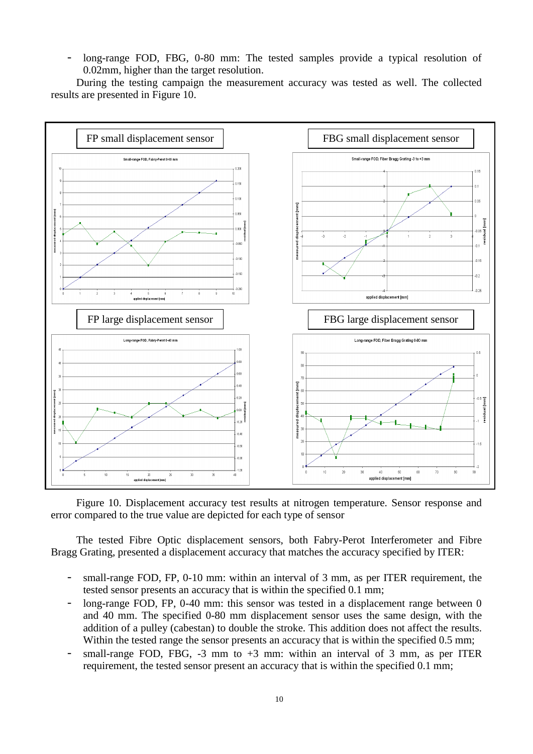- long-range FOD, FBG, 0-80 mm: The tested samples provide a typical resolution of 0.02mm, higher than the target resolution.

During the testing campaign the measurement accuracy was tested as well. The collected results are presented in Figure 10.

FP small displacement sensor

Small-range FOD, Fabry-Perot 0-10 mm

FBG small displacement sensor

Small-range FOD, Fiber Bragg Grating -3 to +3 mm

FP large displacement sensor

Long-range FOD, Fabry-Perot 0-40 mm

FBG large displacement sensor

Long-range FOD, Fiber Bragg Grating 0-80 mm

Figure 10. Displacement accuracy test results at nitrogen temperature. Sensor response and error compared to the true value are depicted for each type of sensor

The tested Fibre Optic displacement sensors, both Fabry-Perot Interferometer and Fibre Bragg Grating, presented a displacement accuracy that matches the accuracy specified by ITER:

- small-range FOD, FP, 0-10 mm: within an interval of 3 mm, as per ITER requirement, the tested sensor presents an accuracy that is within the specified 0.1 mm;
- long-range FOD, FP, 0-40 mm: this sensor was tested in a displacement range between 0 and 40 mm. The specified 0-80 mm displacement sensor uses the same design, with the addition of a pulley (cabestan) to double the stroke. This addition does not affect the results. Within the tested range the sensor presents an accuracy that is within the specified 0.5 mm;
- small-range FOD, FBG, -3 mm to +3 mm: within an interval of 3 mm, as per ITER requirement, the tested sensor present an accuracy that is within the specified 0.1 mm;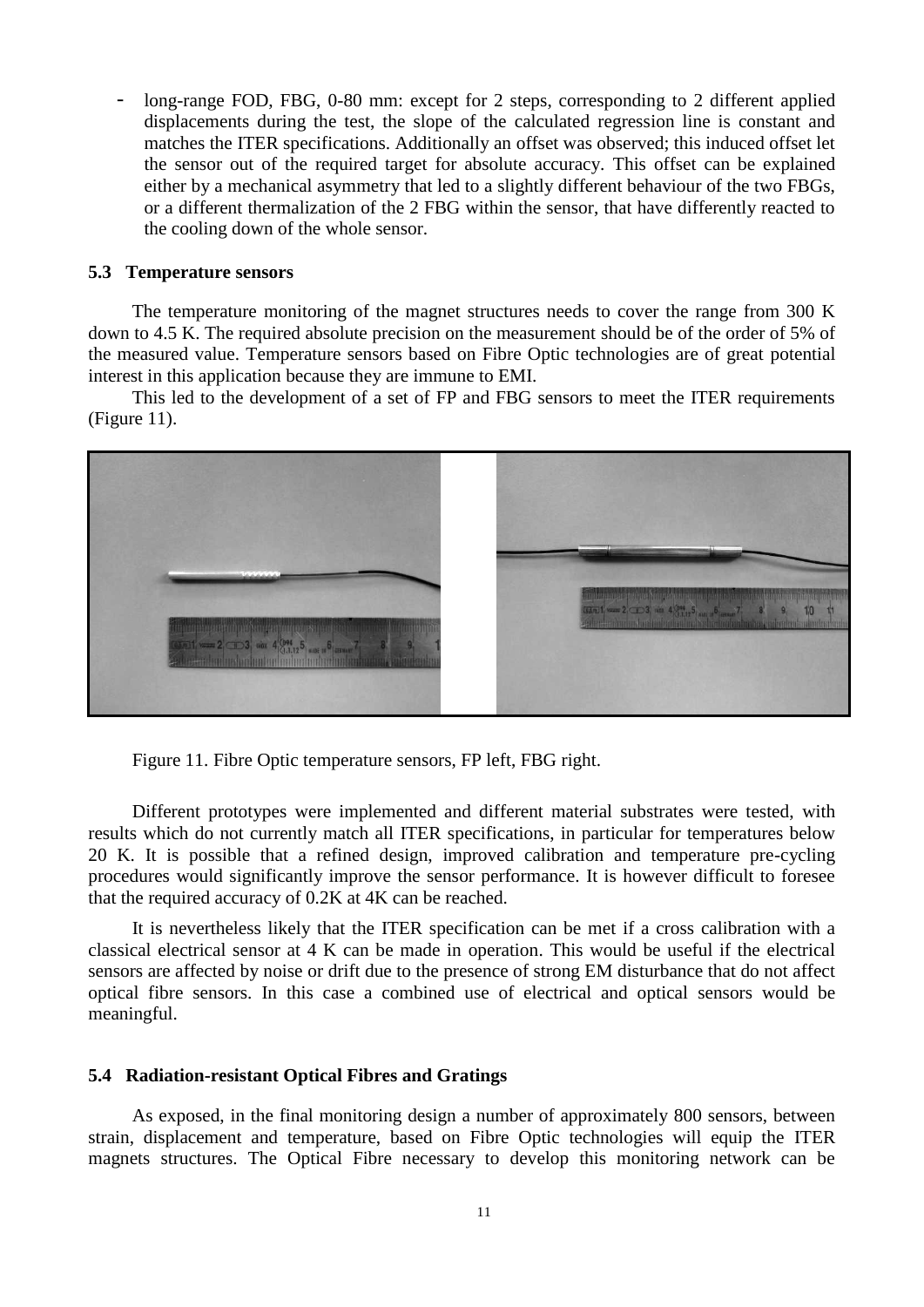- long-range FOD, FBG, 0-80 mm: except for 2 steps, corresponding to 2 different applied displacements during the test, the slope of the calculated regression line is constant and matches the ITER specifications. Additionally an offset was observed; this induced offset let the sensor out of the required target for absolute accuracy. This offset can be explained either by a mechanical asymmetry that led to a slightly different behaviour of the two FBGs, or a different thermalization of the 2 FBG within the sensor, that have differently reacted to the cooling down of the whole sensor.

### 5.3 Temperature sensors

The temperature monitoring of the magnet structures needs to cover the range from 300 K down to 4.5 K. The required absolute precision on the measurement should be of the order of 5% of the measured value. Temperature sensors based on Fibre Optic technologies are of great potential interest in this application because they are immune to EMI.

This led to the development of a set of FP and FBG sensors to meet the ITER requirements (Figure 11).

Figure 11. Fibre Optic temperature sensors, FP left, FBG right.

Different prototypes were implemented and different material substrates were tested, with results which do not currently match all ITER specifications, in particular for temperatures below 20 K. It is possible that a refined design, improved calibration and temperature pre-cycling procedures would significantly improve the sensor performance. It is however difficult to foresee that the required accuracy of 0.2K at 4K can be reached.

It is nevertheless likely that the ITER specification can be met if a cross calibration with a classical electrical sensor at 4 K can be made in operation. This would be useful if the electrical sensors are affected by noise or drift due to the presence of strong EM disturbance that do not affect optical fibre sensors. In this case a combined use of electrical and optical sensors would be meaningful.

### 5.4 Radiation-resistant Optical Fibres and Gratings

As exposed, in the final monitoring design a number of approximately 800 sensors, between strain, displacement and temperature, based on Fibre Optic technologies will equip the ITER magnets structures. The Optical Fibre necessary to develop this monitoring network can be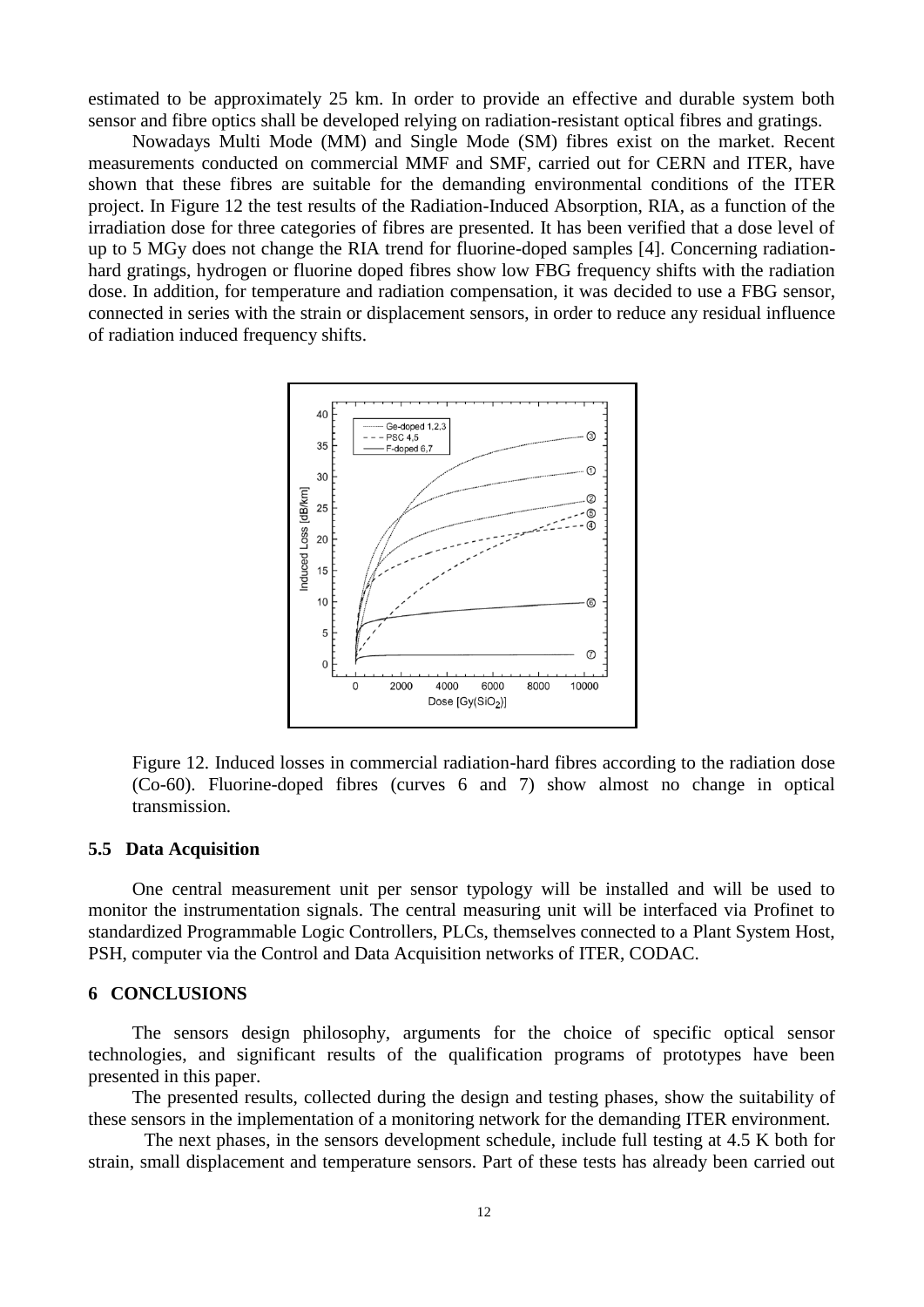estimated to be approximately 25 km. In order to provide an effective and durable system both sensor and fibre optics shall be developed relying on radiation-resistant optical fibres and gratings.

Nowadays Multi Mode (MM) and Single Mode (SM) fibres exist on the market. Recent measurements conducted on commercial MMF and SMF, carried out for CERN and ITER, have shown that these fibres are suitable for the demanding environmental conditions of the ITER project. In Figure 12 the test results of the Radiation-Induced Absorption, RIA, as a function of the irradiation dose for three categories of fibres are presented. It has been verified that a dose level of up to 5 MGy does not change the RIA trend for fluorine-doped samples [4]. Concerning radiation-hard gratings, hydrogen or fluorine doped fibres show low FBG frequency shifts with the radiation dose. In addition, for temperature and radiation compensation, it was decided to use a FBG sensor, connected in series with the strain or displacement sensors, in order to reduce any residual influence of radiation induced frequency shifts.

Ge-doped 1,2,3
PSC 4,5
F-doped 6,7
Induced Loss [dB/km]
Dose [Gy(SiO2)]
0
5
10
15
20
25
30
35
40
0
2000
4000
6000
8000
10000

Figure 12. Induced losses in commercial radiation-hard fibres according to the radiation dose (Co-60). Fluorine-doped fibres (curves 6 and 7) show almost no change in optical transmission.

### 5.5 Data Acquisition

One central measurement unit per sensor typology will be installed and will be used to monitor the instrumentation signals. The central measuring unit will be interfaced via Profinet to standardized Programmable Logic Controllers, PLCs, themselves connected to a Plant System Host, PSH, computer via the Control and Data Acquisition networks of ITER, CODAC.

## 6 CONCLUSIONS

The sensors design philosophy, arguments for the choice of specific optical sensor technologies, and significant results of the qualification programs of prototypes have been presented in this paper.

The presented results, collected during the design and testing phases, show the suitability of these sensors in the implementation of a monitoring network for the demanding ITER environment.

The next phases, in the sensors development schedule, include full testing at 4.5 K both for strain, small displacement and temperature sensors. Part of these tests has already been carried out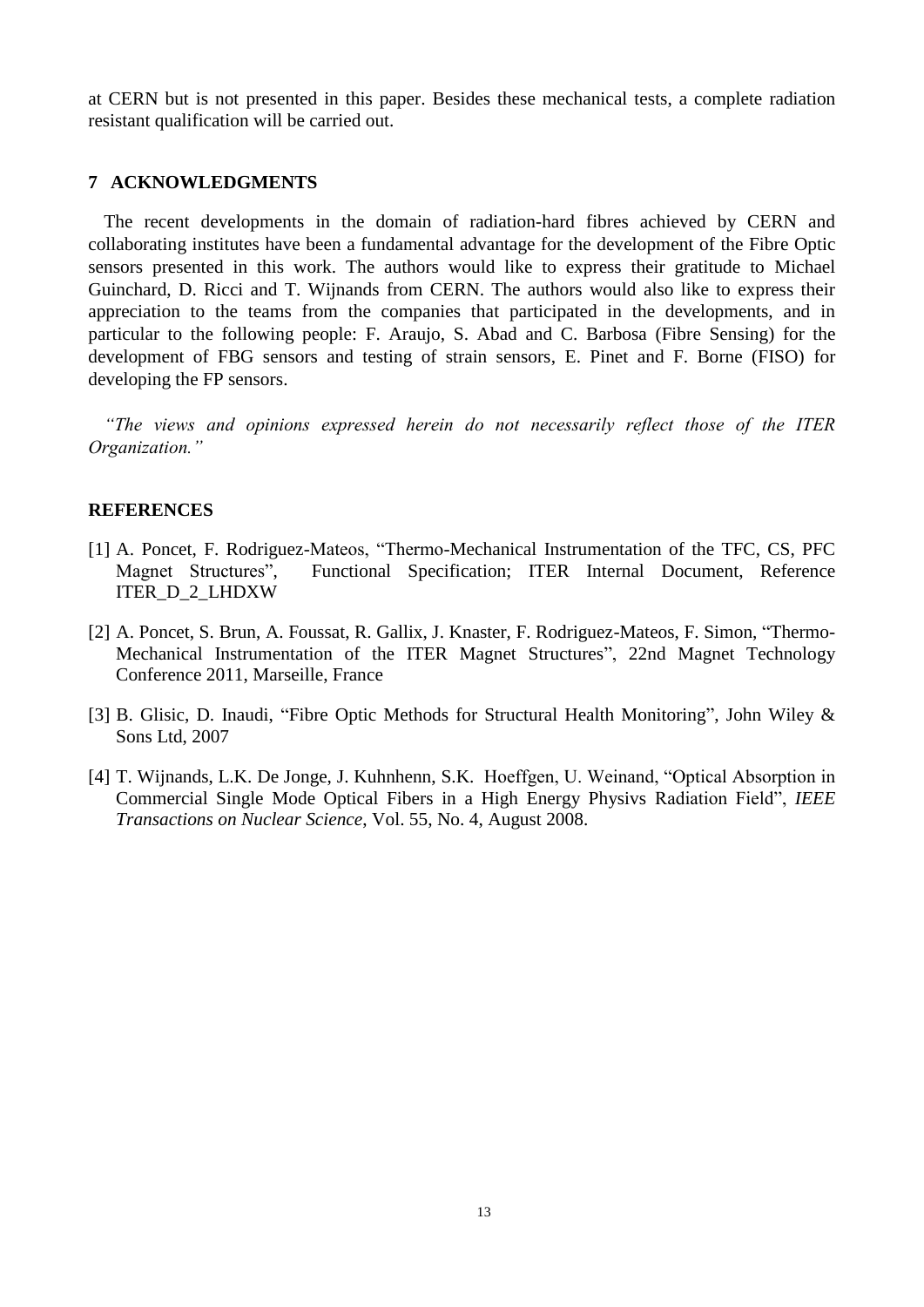at CERN but is not presented in this paper. Besides these mechanical tests, a complete radiation resistant qualification will be carried out.

## 7 ACKNOWLEDGMENTS

The recent developments in the domain of radiation-hard fibres achieved by CERN and collaborating institutes have been a fundamental advantage for the development of the Fibre Optic sensors presented in this work. The authors would like to express their gratitude to Michael Guinchard, D. Ricci and T. Wijnands from CERN. The authors would also like to express their appreciation to the teams from the companies that participated in the developments, and in particular to the following people: F. Araujo, S. Abad and C. Barbosa (Fibre Sensing) for the development of FBG sensors and testing of strain sensors, E. Pinet and F. Borne (FISO) for developing the FP sensors.

*"The views and opinions expressed herein do not necessarily reflect those of the ITER Organization."*

## REFERENCES

[1] A. Poncet, F. Rodriguez-Mateos, "Thermo-Mechanical Instrumentation of the TFC, CS, PFC Magnet Structures", Functional Specification; ITER Internal Document, Reference ITER_D_2_LHDXW

[2] A. Poncet, S. Brun, A. Foussat, R. Gallix, J. Knaster, F. Rodriguez-Mateos, F. Simon, "Thermo-Mechanical Instrumentation of the ITER Magnet Structures", 22nd Magnet Technology Conference 2011, Marseille, France

[3] B. Glisic, D. Inaudi, "Fibre Optic Methods for Structural Health Monitoring", John Wiley & Sons Ltd, 2007

[4] T. Wijnands, L.K. De Jonge, J. Kuhnhenn, S.K. Hoeffgen, U. Weinand, "Optical Absorption in Commercial Single Mode Optical Fibers in a High Energy Physivs Radiation Field", *IEEE Transactions on Nuclear Science*, Vol. 55, No. 4, August 2008.